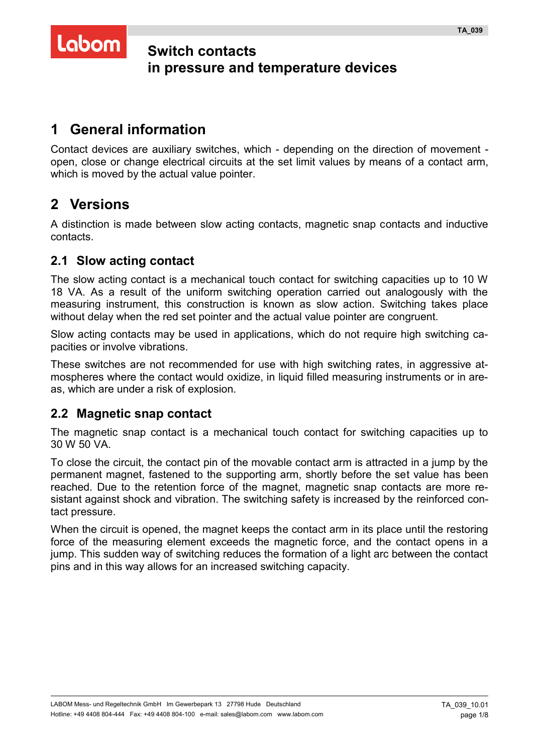# Switch contacts in pressure and temperature devices

## 1 General information

Contact devices are auxiliary switches, which - depending on the direction of movement - open, close or change electrical circuits at the set limit values by means of a contact arm, which is moved by the actual value pointer.

## 2 Versions

A distinction is made between slow acting contacts, magnetic snap contacts and inductive contacts.

### 2.1 Slow acting contact

The slow acting contact is a mechanical touch contact for switching capacities up to 10 W 18 VA. As a result of the uniform switching operation carried out analogously with the measuring instrument, this construction is known as slow action. Switching takes place without delay when the red set pointer and the actual value pointer are congruent.

Slow acting contacts may be used in applications, which do not require high switching capacities or involve vibrations.

These switches are not recommended for use with high switching rates, in aggressive atmospheres where the contact would oxidize, in liquid filled measuring instruments or in areas, which are under a risk of explosion.

### 2.2 Magnetic snap contact

The magnetic snap contact is a mechanical touch contact for switching capacities up to 30 W 50 VA.

To close the circuit, the contact pin of the movable contact arm is attracted in a jump by the permanent magnet, fastened to the supporting arm, shortly before the set value has been reached. Due to the retention force of the magnet, magnetic snap contacts are more resistant against shock and vibration. The switching safety is increased by the reinforced contact pressure.

When the circuit is opened, the magnet keeps the contact arm in its place until the restoring force of the measuring element exceeds the magnetic force, and the contact opens in a jump. This sudden way of switching reduces the formation of a light arc between the contact pins and in this way allows for an increased switching capacity.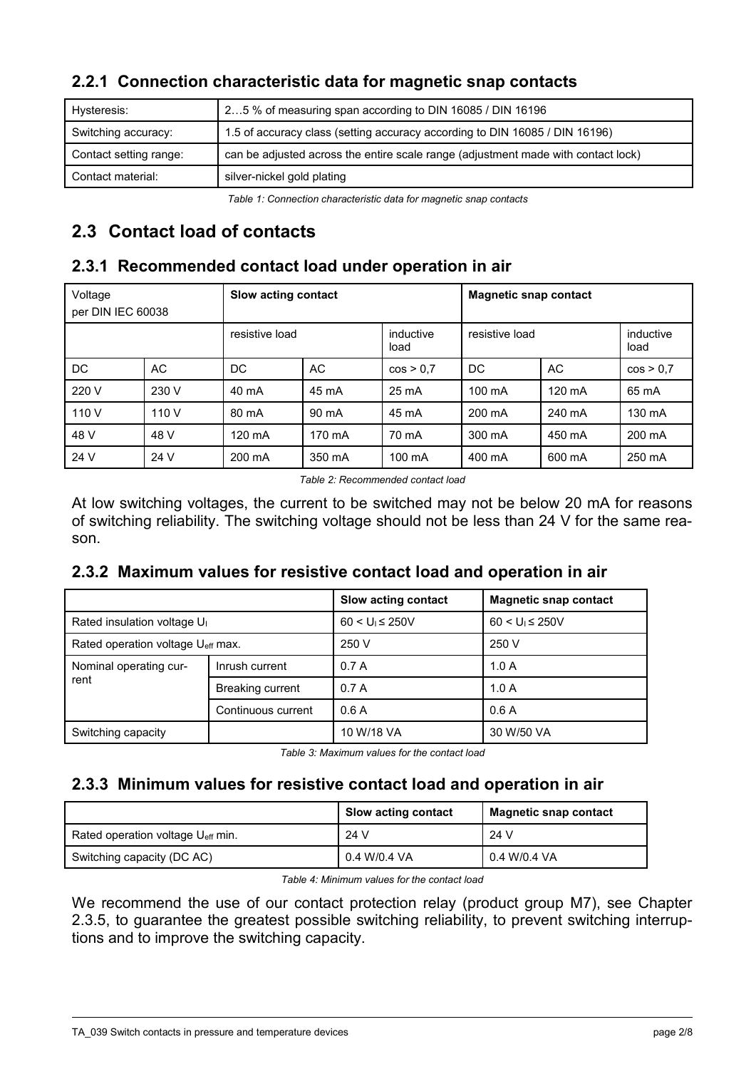### 2.2.1 Connection characteristic data for magnetic snap contacts

| | |
|---|---|
| Hysteresis: | 2…5 % of measuring span according to DIN 16085 / DIN 16196 |
| Switching accuracy: | 1.5 of accuracy class (setting accuracy according to DIN 16085 / DIN 16196) |
| Contact setting range: | can be adjusted across the entire scale range (adjustment made with contact lock) |
| Contact material: | silver-nickel gold plating |

*Table 1: Connection characteristic data for magnetic snap contacts*

## 2.3 Contact load of contacts

### 2.3.1 Recommended contact load under operation in air

| Voltage per DIN IEC 60038 | | Slow acting contact | | | Magnetic snap contact | | |
|---|---|---|---|---|---|---|---|
| | | resistive load | | inductive load | resistive load | | inductive load |
| DC | AC | DC | AC | cos > 0,7 | DC | AC | cos > 0,7 |
| 220 V | 230 V | 40 mA | 45 mA | 25 mA | 100 mA | 120 mA | 65 mA |
| 110 V | 110 V | 80 mA | 90 mA | 45 mA | 200 mA | 240 mA | 130 mA |
| 48 V | 48 V | 120 mA | 170 mA | 70 mA | 300 mA | 450 mA | 200 mA |
| 24 V | 24 V | 200 mA | 350 mA | 100 mA | 400 mA | 600 mA | 250 mA |

*Table 2: Recommended contact load*

At low switching voltages, the current to be switched may not be below 20 mA for reasons of switching reliability. The switching voltage should not be less than 24 V for the same reason.

### 2.3.2 Maximum values for resistive contact load and operation in air

| | | Slow acting contact | Magnetic snap contact |
|---|---|---|---|
| Rated insulation voltage $U_I$ | | $60 < U_I \leq 250V$ | $60 < U_I \leq 250V$ |
| Rated operation voltage $U_{eff}$ max. | | 250 V | 250 V |
| Nominal operating current | Inrush current | 0.7 A | 1.0 A |
| | Breaking current | 0.7 A | 1.0 A |
| | Continuous current | 0.6 A | 0.6 A |
| Switching capacity | | 10 W/18 VA | 30 W/50 VA |

*Table 3: Maximum values for the contact load*

### 2.3.3 Minimum values for resistive contact load and operation in air

| | Slow acting contact | Magnetic snap contact |
|---|---|---|
| Rated operation voltage $U_{eff}$ min. | 24 V | 24 V |
| Switching capacity (DC AC) | 0.4 W/0.4 VA | 0.4 W/0.4 VA |

*Table 4: Minimum values for the contact load*

We recommend the use of our contact protection relay (product group M7), see Chapter 2.3.5, to guarantee the greatest possible switching reliability, to prevent switching interruptions and to improve the switching capacity.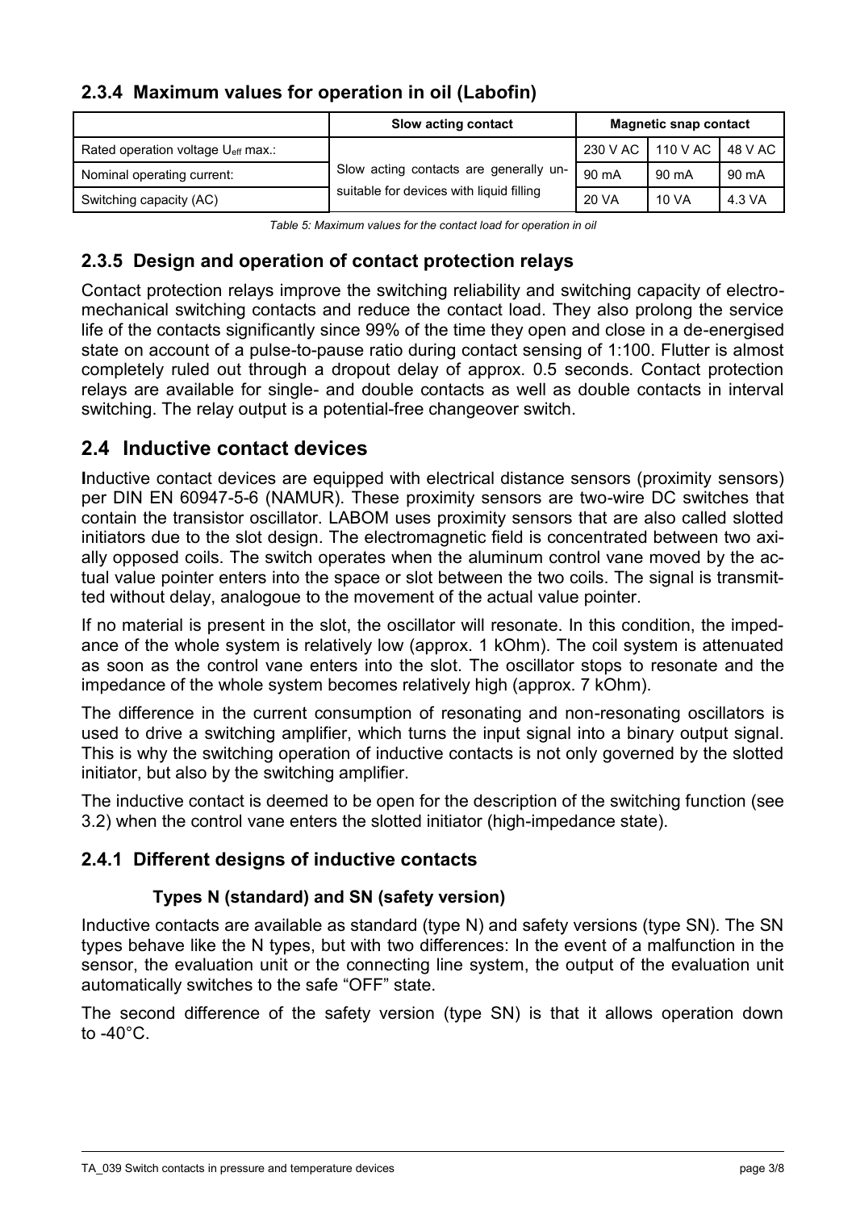### 2.3.4 Maximum values for operation in oil (Labofin)

| | Slow acting contact | Magnetic snap contact | | |
|---|---|---|---|---|
| Rated operation voltage $U_{eff}$ max.: | Slow acting contacts are generally unsuitable for devices with liquid filling | 230 V AC | 110 V AC | 48 V AC |
| Nominal operating current: | | 90 mA | 90 mA | 90 mA |
| Switching capacity (AC) | | 20 VA | 10 VA | 4.3 VA |

*Table 5: Maximum values for the contact load for operation in oil*

### 2.3.5 Design and operation of contact protection relays

Contact protection relays improve the switching reliability and switching capacity of electromechanical switching contacts and reduce the contact load. They also prolong the service life of the contacts significantly since 99% of the time they open and close in a de-energised state on account of a pulse-to-pause ratio during contact sensing of 1:100. Flutter is almost completely ruled out through a dropout delay of approx. 0.5 seconds. Contact protection relays are available for single- and double contacts as well as double contacts in interval switching. The relay output is a potential-free changeover switch.

## 2.4 Inductive contact devices

**I**nductive contact devices are equipped with electrical distance sensors (proximity sensors) per DIN EN 60947-5-6 (NAMUR). These proximity sensors are two-wire DC switches that contain the transistor oscillator. LABOM uses proximity sensors that are also called slotted initiators due to the slot design. The electromagnetic field is concentrated between two axially opposed coils. The switch operates when the aluminum control vane moved by the actual value pointer enters into the space or slot between the two coils. The signal is transmitted without delay, analogoue to the movement of the actual value pointer.

If no material is present in the slot, the oscillator will resonate. In this condition, the impedance of the whole system is relatively low (approx. 1 kOhm). The coil system is attenuated as soon as the control vane enters into the slot. The oscillator stops to resonate and the impedance of the whole system becomes relatively high (approx. 7 kOhm).

The difference in the current consumption of resonating and non-resonating oscillators is used to drive a switching amplifier, which turns the input signal into a binary output signal. This is why the switching operation of inductive contacts is not only governed by the slotted initiator, but also by the switching amplifier.

The inductive contact is deemed to be open for the description of the switching function (see 3.2) when the control vane enters the slotted initiator (high-impedance state).

### 2.4.1 Different designs of inductive contacts

#### Types N (standard) and SN (safety version)

Inductive contacts are available as standard (type N) and safety versions (type SN). The SN types behave like the N types, but with two differences: In the event of a malfunction in the sensor, the evaluation unit or the connecting line system, the output of the evaluation unit automatically switches to the safe “OFF” state.

The second difference of the safety version (type SN) is that it allows operation down to -40°C.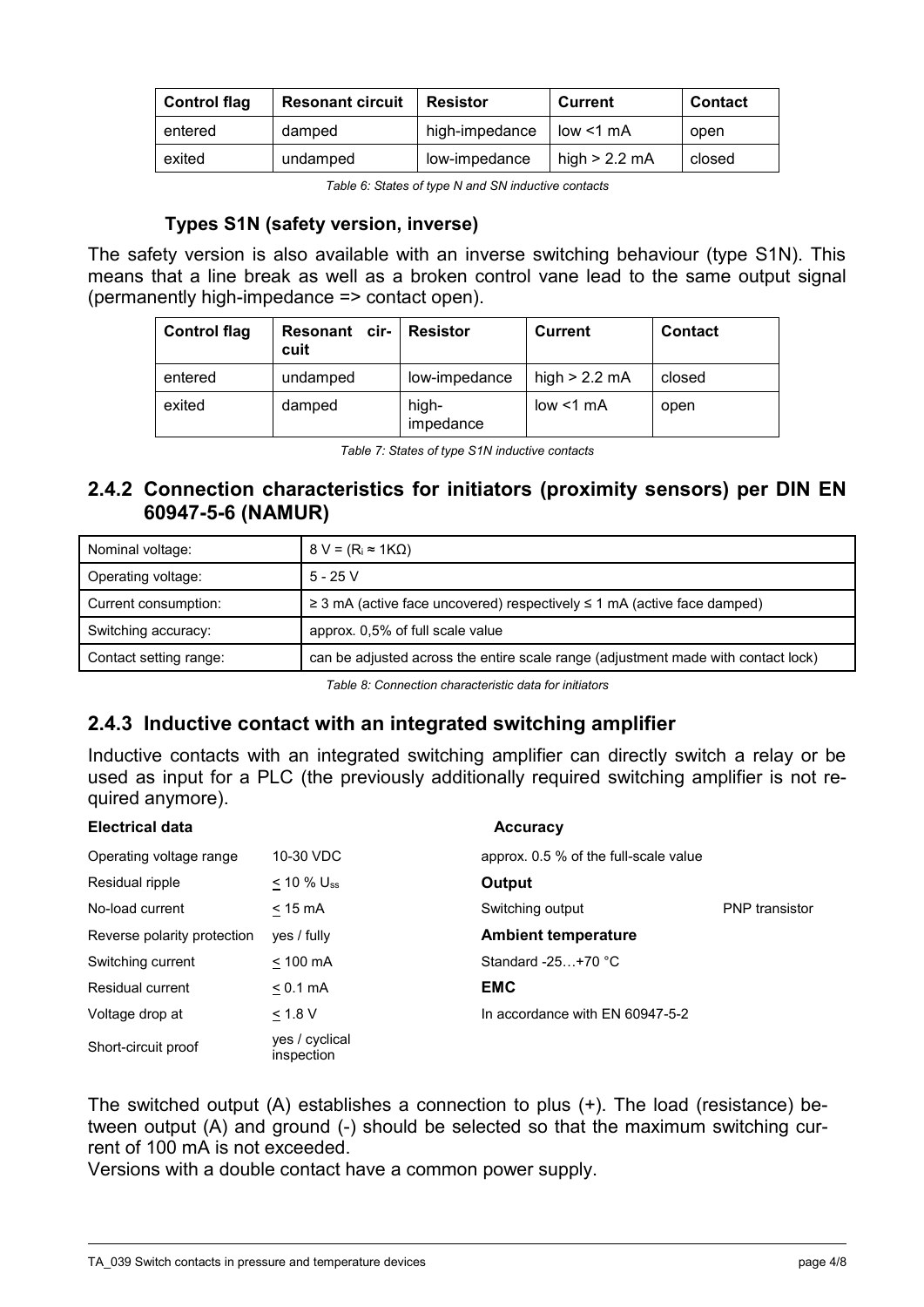| Control flag | Resonant circuit | Resistor | Current | Contact |
|---|---|---|---|---|
| entered | damped | high-impedance | low <1 mA | open |
| exited | undamped | low-impedance | high > 2.2 mA | closed |

*Table 6: States of type N and SN inductive contacts*

### Types S1N (safety version, inverse)

The safety version is also available with an inverse switching behaviour (type S1N). This means that a line break as well as a broken control vane lead to the same output signal (permanently high-impedance => contact open).

| Control flag | Resonant circuit | Resistor | Current | Contact |
|---|---|---|---|---|
| entered | undamped | low-impedance | high > 2.2 mA | closed |
| exited | damped | high-impedance | low <1 mA | open |

*Table 7: States of type S1N inductive contacts*

## 2.4.2 Connection characteristics for initiators (proximity sensors) per DIN EN 60947-5-6 (NAMUR)

| Nominal voltage: | 8 V = ($R_i \approx$ 1KΩ) |
|---|---|
| Operating voltage: | 5 - 25 V |
| Current consumption: | ≥ 3 mA (active face uncovered) respectively ≤ 1 mA (active face damped) |
| Switching accuracy: | approx. 0,5% of full scale value |
| Contact setting range: | can be adjusted across the entire scale range (adjustment made with contact lock) |

*Table 8: Connection characteristic data for initiators*

## 2.4.3 Inductive contact with an integrated switching amplifier

Inductive contacts with an integrated switching amplifier can directly switch a relay or be used as input for a PLC (the previously additionally required switching amplifier is not required anymore).

**Electrical data**

| | |
|---|---|
| Operating voltage range | 10-30 VDC |
| Residual ripple | ≤ 10 % $U_{ss}$ |
| No-load current | ≤ 15 mA |
| Reverse polarity protection | yes / fully |
| Switching current | ≤ 100 mA |
| Residual current | ≤ 0.1 mA |
| Voltage drop at | ≤ 1.8 V |
| Short-circuit proof | yes / cyclical inspection |

**Accuracy**

approx. 0.5 % of the full-scale value

**Output**

Switching output: PNP transistor

**Ambient temperature**

Standard -25…+70 °C

**EMC**

In accordance with EN 60947-5-2

The switched output (A) establishes a connection to plus (+). The load (resistance) between output (A) and ground (-) should be selected so that the maximum switching current of 100 mA is not exceeded.
Versions with a double contact have a common power supply.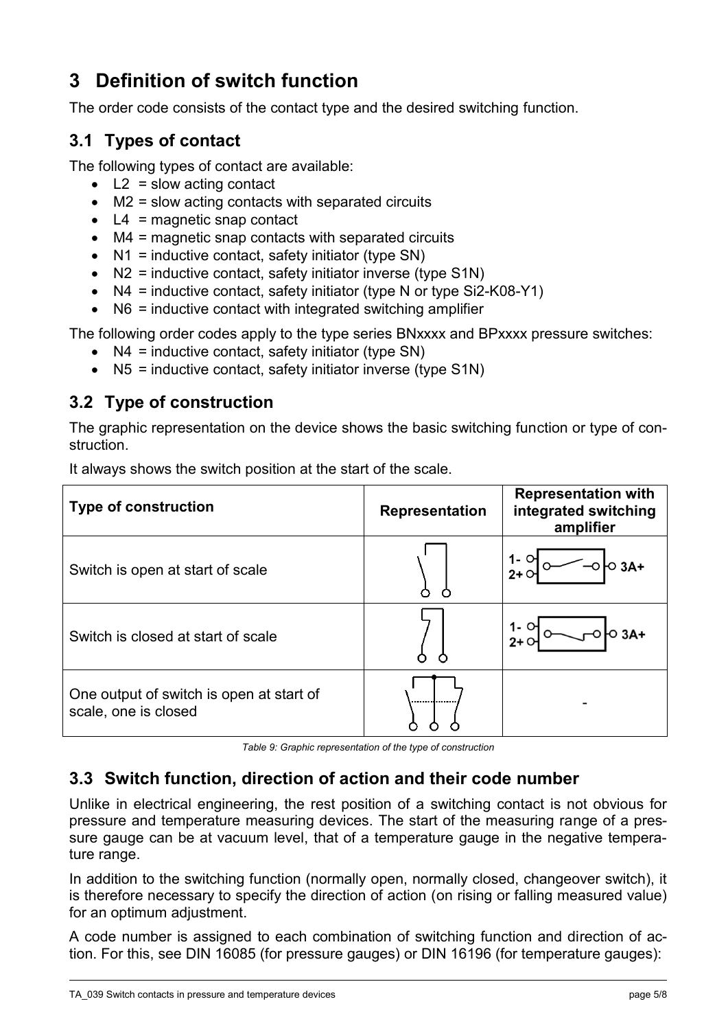# 3 Definition of switch function

The order code consists of the contact type and the desired switching function.

## 3.1 Types of contact

The following types of contact are available:

- L2 = slow acting contact
- M2 = slow acting contacts with separated circuits
- L4 = magnetic snap contact
- M4 = magnetic snap contacts with separated circuits
- N1 = inductive contact, safety initiator (type SN)
- N2 = inductive contact, safety initiator inverse (type S1N)
- N4 = inductive contact, safety initiator (type N or type Si2-K08-Y1)
- N6 = inductive contact with integrated switching amplifier

The following order codes apply to the type series BNxxxx and BPxxxx pressure switches:

- N4 = inductive contact, safety initiator (type SN)
- N5 = inductive contact, safety initiator inverse (type S1N)

## 3.2 Type of construction

The graphic representation on the device shows the basic switching function or type of construction.

It always shows the switch position at the start of the scale.

| Type of construction | Representation | Representation with integrated switching amplifier |
|---|---|---|
| Switch is open at start of scale | | 1- 2+ 3A+ |
| Switch is closed at start of scale | | 1- 2+ 3A+ |
| One output of switch is open at start of scale, one is closed | | - |

*Table 9: Graphic representation of the type of construction*

## 3.3 Switch function, direction of action and their code number

Unlike in electrical engineering, the rest position of a switching contact is not obvious for pressure and temperature measuring devices. The start of the measuring range of a pressure gauge can be at vacuum level, that of a temperature gauge in the negative temperature range.

In addition to the switching function (normally open, normally closed, changeover switch), it is therefore necessary to specify the direction of action (on rising or falling measured value) for an optimum adjustment.

A code number is assigned to each combination of switching function and direction of action. For this, see DIN 16085 (for pressure gauges) or DIN 16196 (for temperature gauges):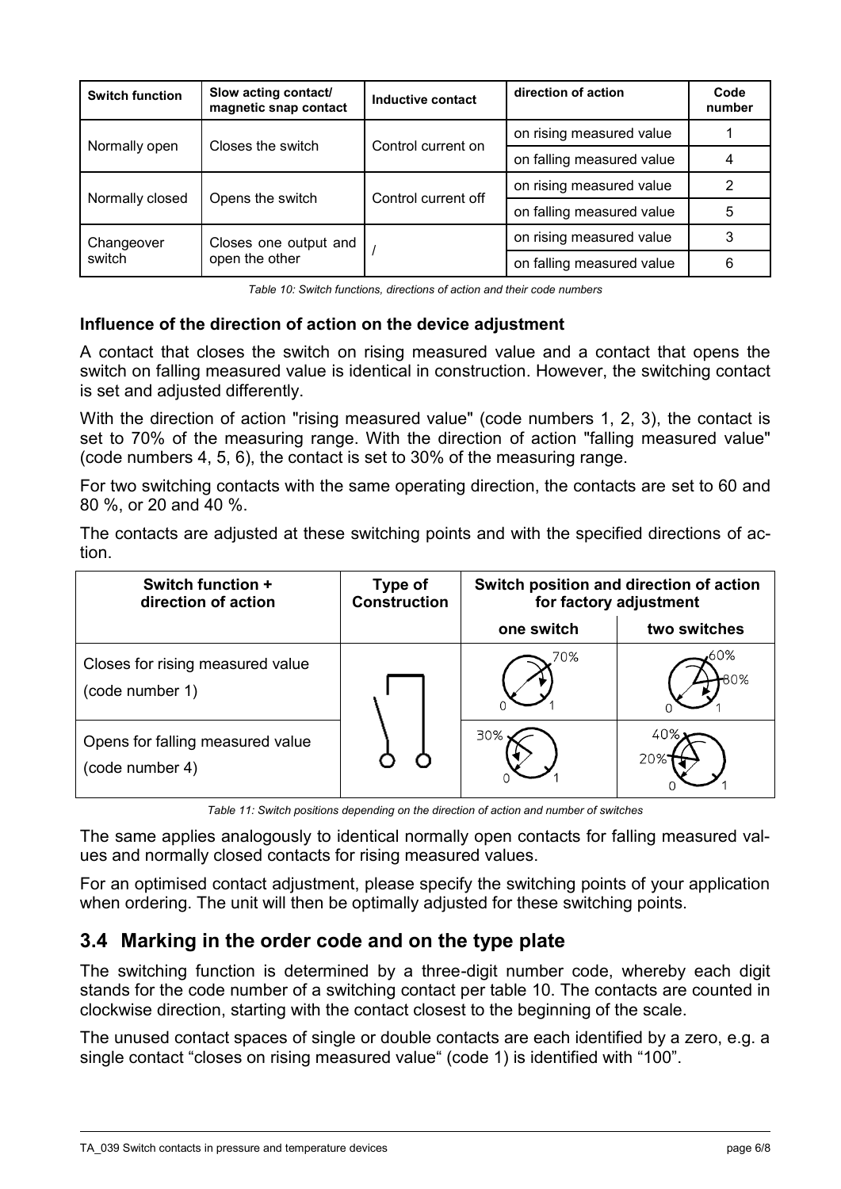| Switch function | Slow acting contact/ magnetic snap contact | Inductive contact | direction of action | Code number |
|---|---|---|---|---|
| Normally open | Closes the switch | Control current on | on rising measured value | 1 |
| | | | on falling measured value | 4 |
| Normally closed | Opens the switch | Control current off | on rising measured value | 2 |
| | | | on falling measured value | 5 |
| Changeover switch | Closes one output and open the other | / | on rising measured value | 3 |
| | | | on falling measured value | 6 |

*Table 10: Switch functions, directions of action and their code numbers*

### Influence of the direction of action on the device adjustment

A contact that closes the switch on rising measured value and a contact that opens the switch on falling measured value is identical in construction. However, the switching contact is set and adjusted differently.

With the direction of action "rising measured value" (code numbers 1, 2, 3), the contact is set to 70% of the measuring range. With the direction of action "falling measured value" (code numbers 4, 5, 6), the contact is set to 30% of the measuring range.

For two switching contacts with the same operating direction, the contacts are set to 60 and 80 %, or 20 and 40 %.

The contacts are adjusted at these switching points and with the specified directions of action.

| Switch function + direction of action | Type of Construction | Switch position and direction of action for factory adjustment | |
|---|---|---|---|
| | | one switch | two switches |
| Closes for rising measured value (code number 1) | | 70% | 60% 80% |
| Opens for falling measured value (code number 4) | | 30% | 40% 20% |

*Table 11: Switch positions depending on the direction of action and number of switches*

The same applies analogously to identical normally open contacts for falling measured values and normally closed contacts for rising measured values.

For an optimised contact adjustment, please specify the switching points of your application when ordering. The unit will then be optimally adjusted for these switching points.

## 3.4 Marking in the order code and on the type plate

The switching function is determined by a three-digit number code, whereby each digit stands for the code number of a switching contact per table 10. The contacts are counted in clockwise direction, starting with the contact closest to the beginning of the scale.

The unused contact spaces of single or double contacts are each identified by a zero, e.g. a single contact "closes on rising measured value" (code 1) is identified with "100".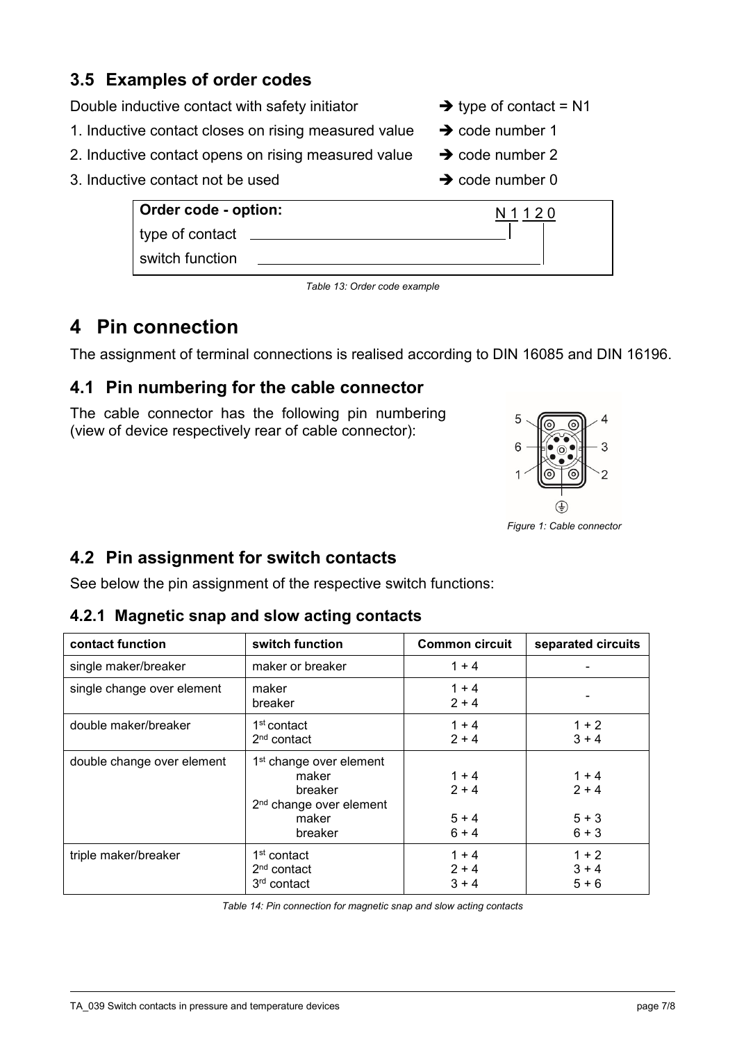## 3.5 Examples of order codes

Double inductive contact with safety initiator → type of contact = N1

1. Inductive contact closes on rising measured value → code number 1
2. Inductive contact opens on rising measured value → code number 2
3. Inductive contact not be used → code number 0

| Order code - option: | N 1 1 2 0 |
|---|---|
| type of contact | N 1 |
| switch function | 1 2 0 |

*Table 13: Order code example*

# 4 Pin connection

The assignment of terminal connections is realised according to DIN 16085 and DIN 16196.

## 4.1 Pin numbering for the cable connector

The cable connector has the following pin numbering (view of device respectively rear of cable connector):

*Figure 1: Cable connector*

## 4.2 Pin assignment for switch contacts

See below the pin assignment of the respective switch functions:

### 4.2.1 Magnetic snap and slow acting contacts

| contact function | switch function | Common circuit | separated circuits |
|---|---|---|---|
| single maker/breaker | maker or breaker | 1 + 4 | - |
| single change over element | maker<br>breaker | 1 + 4<br>2 + 4 | - |
| double maker/breaker | 1st contact<br>2nd contact | 1 + 4<br>2 + 4 | 1 + 2<br>3 + 4 |
| double change over element | 1st change over element<br>maker<br>breaker<br>2nd change over element<br>maker<br>breaker | <br>1 + 4<br>2 + 4<br><br>5 + 4<br>6 + 4 | <br>1 + 4<br>2 + 4<br><br>5 + 3<br>6 + 3 |
| triple maker/breaker | 1st contact<br>2nd contact<br>3rd contact | 1 + 4<br>2 + 4<br>3 + 4 | 1 + 2<br>3 + 4<br>5 + 6 |

*Table 14: Pin connection for magnetic snap and slow acting contacts*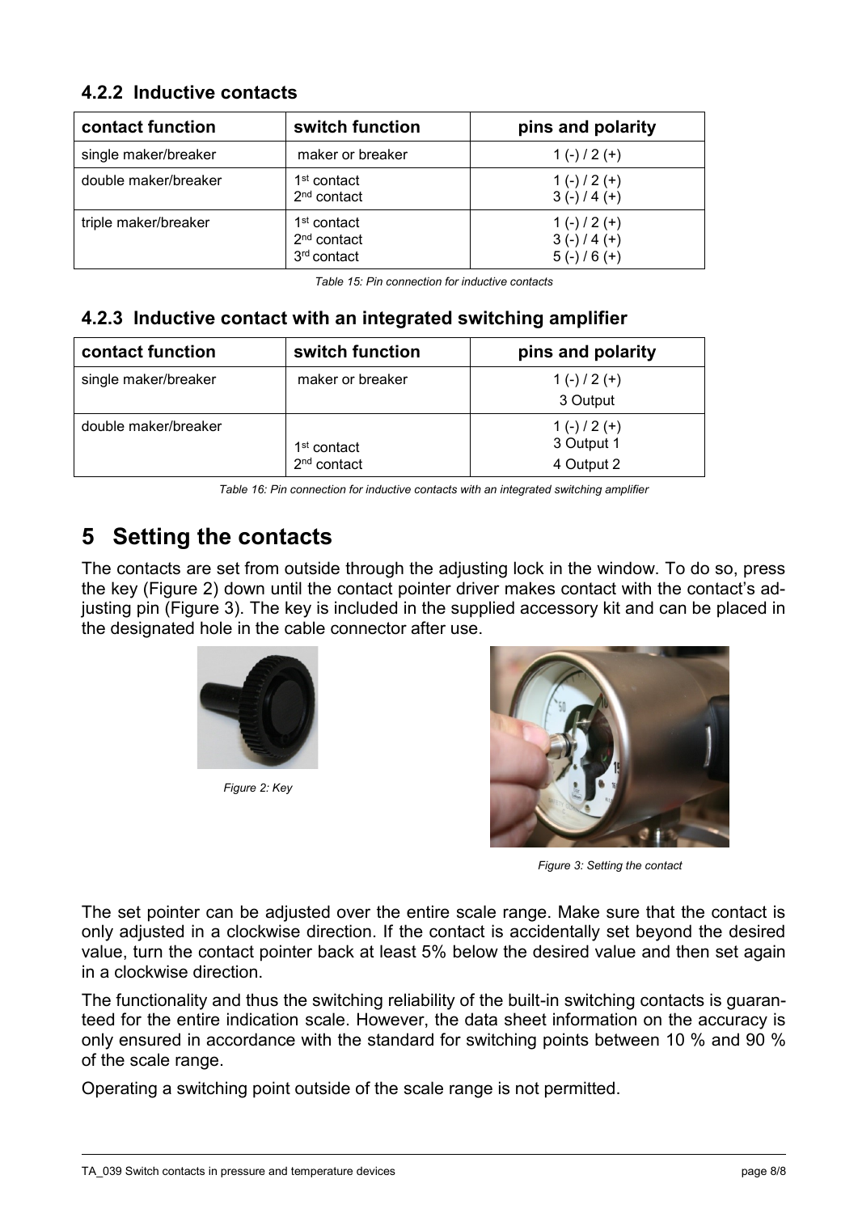### 4.2.2 Inductive contacts

| contact function | switch function | pins and polarity |
|---|---|---|
| single maker/breaker | maker or breaker | 1 (-) / 2 (+) |
| double maker/breaker | 1st contact<br>2nd contact | 1 (-) / 2 (+)<br>3 (-) / 4 (+) |
| triple maker/breaker | 1st contact<br>2nd contact<br>3rd contact | 1 (-) / 2 (+)<br>3 (-) / 4 (+)<br>5 (-) / 6 (+) |

*Table 15: Pin connection for inductive contacts*

### 4.2.3 Inductive contact with an integrated switching amplifier

| contact function | switch function | pins and polarity |
|---|---|---|
| single maker/breaker | maker or breaker | 1 (-) / 2 (+)<br>3 Output |
| double maker/breaker | 1st contact<br>2nd contact | 1 (-) / 2 (+)<br>3 Output 1<br>4 Output 2 |

*Table 16: Pin connection for inductive contacts with an integrated switching amplifier*

# 5 Setting the contacts

The contacts are set from outside through the adjusting lock in the window. To do so, press the key (Figure 2) down until the contact pointer driver makes contact with the contact's adjusting pin (Figure 3). The key is included in the supplied accessory kit and can be placed in the designated hole in the cable connector after use.

*Figure 2: Key*

*Figure 3: Setting the contact*

The set pointer can be adjusted over the entire scale range. Make sure that the contact is only adjusted in a clockwise direction. If the contact is accidentally set beyond the desired value, turn the contact pointer back at least 5% below the desired value and then set again in a clockwise direction.

The functionality and thus the switching reliability of the built-in switching contacts is guaranteed for the entire indication scale. However, the data sheet information on the accuracy is only ensured in accordance with the standard for switching points between 10 % and 90 % of the scale range.

Operating a switching point outside of the scale range is not permitted.